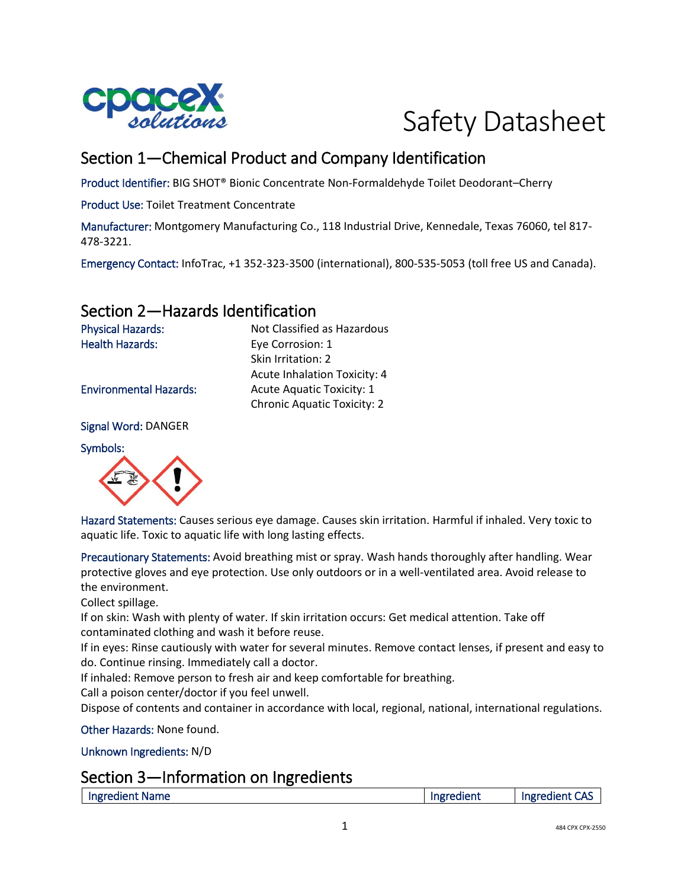# Safety Datasheet

## Section 1—Chemical Product and Company Identification

Product Identifier: BIG SHOT® Bionic Concentrate Non-Formaldehyde Toilet Deodorant–Cherry

Product Use: Toilet Treatment Concentrate

Manufacturer: Montgomery Manufacturing Co., 118 Industrial Drive, Kennedale, Texas 76060, tel 817-478-3221.

Emergency Contact: InfoTrac, +1 352-323-3500 (international), 800-535-5053 (toll free US and Canada).

## Section 2—Hazards Identification

| | |
|---|---|
| Physical Hazards: | Not Classified as Hazardous |
| Health Hazards: | Eye Corrosion: 1 |
| | Skin Irritation: 2 |
| | Acute Inhalation Toxicity: 4 |
| Environmental Hazards: | Acute Aquatic Toxicity: 1 |
| | Chronic Aquatic Toxicity: 2 |

Signal Word: DANGER

Symbols:

Hazard Statements: Causes serious eye damage. Causes skin irritation. Harmful if inhaled. Very toxic to aquatic life. Toxic to aquatic life with long lasting effects.

Precautionary Statements: Avoid breathing mist or spray. Wash hands thoroughly after handling. Wear protective gloves and eye protection. Use only outdoors or in a well-ventilated area. Avoid release to the environment.
Collect spillage.
If on skin: Wash with plenty of water. If skin irritation occurs: Get medical attention. Take off contaminated clothing and wash it before reuse.
If in eyes: Rinse cautiously with water for several minutes. Remove contact lenses, if present and easy to do. Continue rinsing. Immediately call a doctor.
If inhaled: Remove person to fresh air and keep comfortable for breathing.
Call a poison center/doctor if you feel unwell.
Dispose of contents and container in accordance with local, regional, national, international regulations.

Other Hazards: None found.

Unknown Ingredients: N/D

## Section 3—Information on Ingredients

| Ingredient Name | Ingredient | Ingredient CAS |
|---|---|---|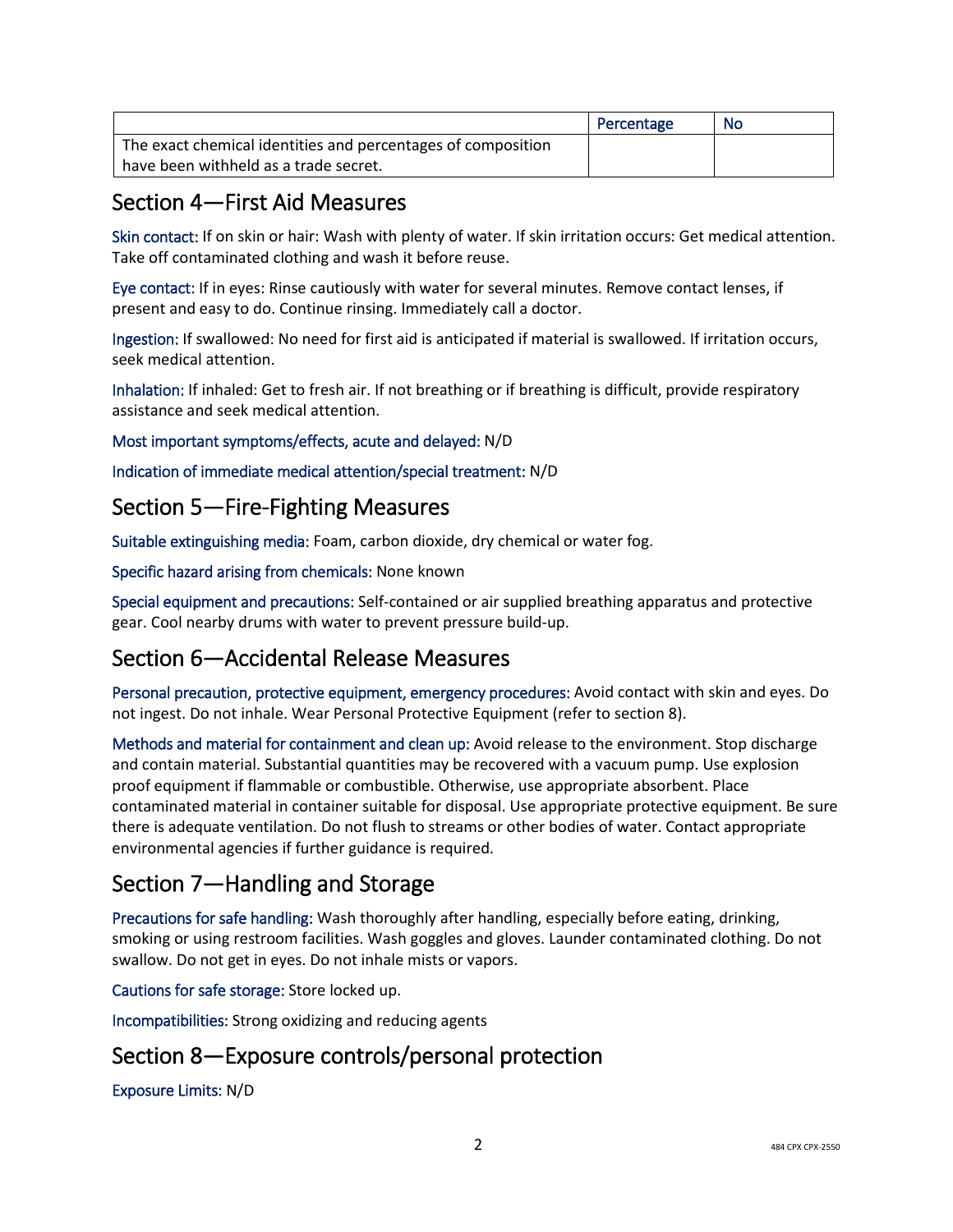| | Percentage | No |
|---|---|---|
| The exact chemical identities and percentages of composition have been withheld as a trade secret. | | |

## Section 4—First Aid Measures

**Skin contact:** If on skin or hair: Wash with plenty of water. If skin irritation occurs: Get medical attention. Take off contaminated clothing and wash it before reuse.

**Eye contact:** If in eyes: Rinse cautiously with water for several minutes. Remove contact lenses, if present and easy to do. Continue rinsing. Immediately call a doctor.

**Ingestion:** If swallowed: No need for first aid is anticipated if material is swallowed. If irritation occurs, seek medical attention.

**Inhalation:** If inhaled: Get to fresh air. If not breathing or if breathing is difficult, provide respiratory assistance and seek medical attention.

**Most important symptoms/effects, acute and delayed:** N/D

**Indication of immediate medical attention/special treatment:** N/D

## Section 5—Fire-Fighting Measures

**Suitable extinguishing media:** Foam, carbon dioxide, dry chemical or water fog.

**Specific hazard arising from chemicals:** None known

**Special equipment and precautions:** Self-contained or air supplied breathing apparatus and protective gear. Cool nearby drums with water to prevent pressure build-up.

## Section 6—Accidental Release Measures

**Personal precaution, protective equipment, emergency procedures:** Avoid contact with skin and eyes. Do not ingest. Do not inhale. Wear Personal Protective Equipment (refer to section 8).

**Methods and material for containment and clean up:** Avoid release to the environment. Stop discharge and contain material. Substantial quantities may be recovered with a vacuum pump. Use explosion proof equipment if flammable or combustible. Otherwise, use appropriate absorbent. Place contaminated material in container suitable for disposal. Use appropriate protective equipment. Be sure there is adequate ventilation. Do not flush to streams or other bodies of water. Contact appropriate environmental agencies if further guidance is required.

## Section 7—Handling and Storage

**Precautions for safe handling:** Wash thoroughly after handling, especially before eating, drinking, smoking or using restroom facilities. Wash goggles and gloves. Launder contaminated clothing. Do not swallow. Do not get in eyes. Do not inhale mists or vapors.

**Cautions for safe storage:** Store locked up.

**Incompatibilities:** Strong oxidizing and reducing agents

## Section 8—Exposure controls/personal protection

**Exposure Limits:** N/D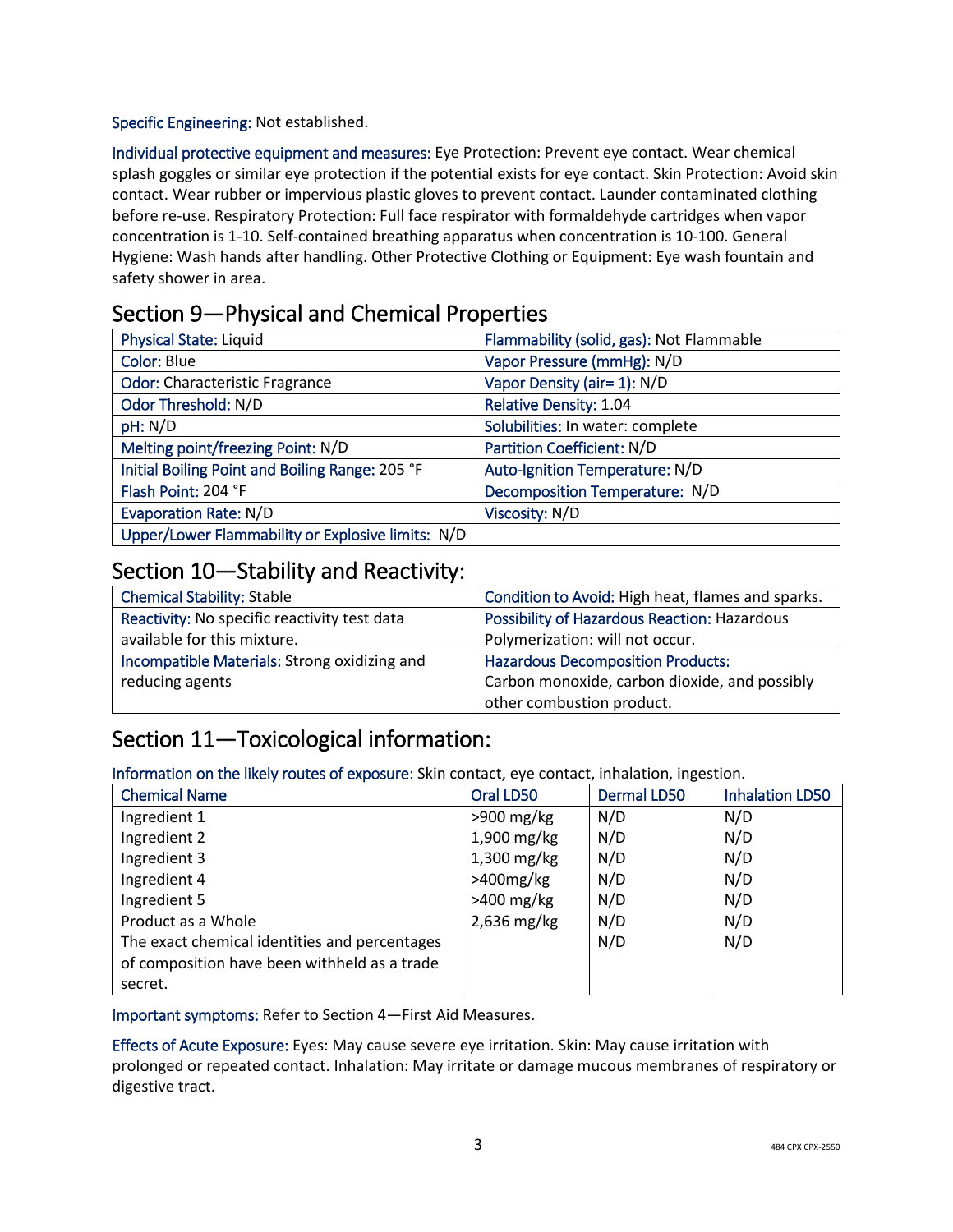Specific Engineering: Not established.

Individual protective equipment and measures: Eye Protection: Prevent eye contact. Wear chemical splash goggles or similar eye protection if the potential exists for eye contact. Skin Protection: Avoid skin contact. Wear rubber or impervious plastic gloves to prevent contact. Launder contaminated clothing before re-use. Respiratory Protection: Full face respirator with formaldehyde cartridges when vapor concentration is 1-10. Self-contained breathing apparatus when concentration is 10-100. General Hygiene: Wash hands after handling. Other Protective Clothing or Equipment: Eye wash fountain and safety shower in area.

## Section 9—Physical and Chemical Properties

| | |
|---|---|
| Physical State: Liquid | Flammability (solid, gas): Not Flammable |
| Color: Blue | Vapor Pressure (mmHg): N/D |
| Odor: Characteristic Fragrance | Vapor Density (air= 1): N/D |
| Odor Threshold: N/D | Relative Density: 1.04 |
| pH: N/D | Solubilities: In water: complete |
| Melting point/freezing Point: N/D | Partition Coefficient: N/D |
| Initial Boiling Point and Boiling Range: 205 °F | Auto-Ignition Temperature: N/D |
| Flash Point: 204 °F | Decomposition Temperature: N/D |
| Evaporation Rate: N/D | Viscosity: N/D |
| Upper/Lower Flammability or Explosive limits: N/D | |

## Section 10—Stability and Reactivity:

| | |
|---|---|
| Chemical Stability: Stable | Condition to Avoid: High heat, flames and sparks. |
| Reactivity: No specific reactivity test data available for this mixture. | Possibility of Hazardous Reaction: Hazardous Polymerization: will not occur. |
| Incompatible Materials: Strong oxidizing and reducing agents | Hazardous Decomposition Products: Carbon monoxide, carbon dioxide, and possibly other combustion product. |

## Section 11—Toxicological information:

Information on the likely routes of exposure: Skin contact, eye contact, inhalation, ingestion.

| Chemical Name | Oral LD50 | Dermal LD50 | Inhalation LD50 |
|---|---|---|---|
| Ingredient 1 | >900 mg/kg | N/D | N/D |
| Ingredient 2 | 1,900 mg/kg | N/D | N/D |
| Ingredient 3 | 1,300 mg/kg | N/D | N/D |
| Ingredient 4 | >400mg/kg | N/D | N/D |
| Ingredient 5 | >400 mg/kg | N/D | N/D |
| Product as a Whole | 2,636 mg/kg | N/D | N/D |
| The exact chemical identities and percentages of composition have been withheld as a trade secret. | | N/D | N/D |

Important symptoms: Refer to Section 4—First Aid Measures.

Effects of Acute Exposure: Eyes: May cause severe eye irritation. Skin: May cause irritation with prolonged or repeated contact. Inhalation: May irritate or damage mucous membranes of respiratory or digestive tract.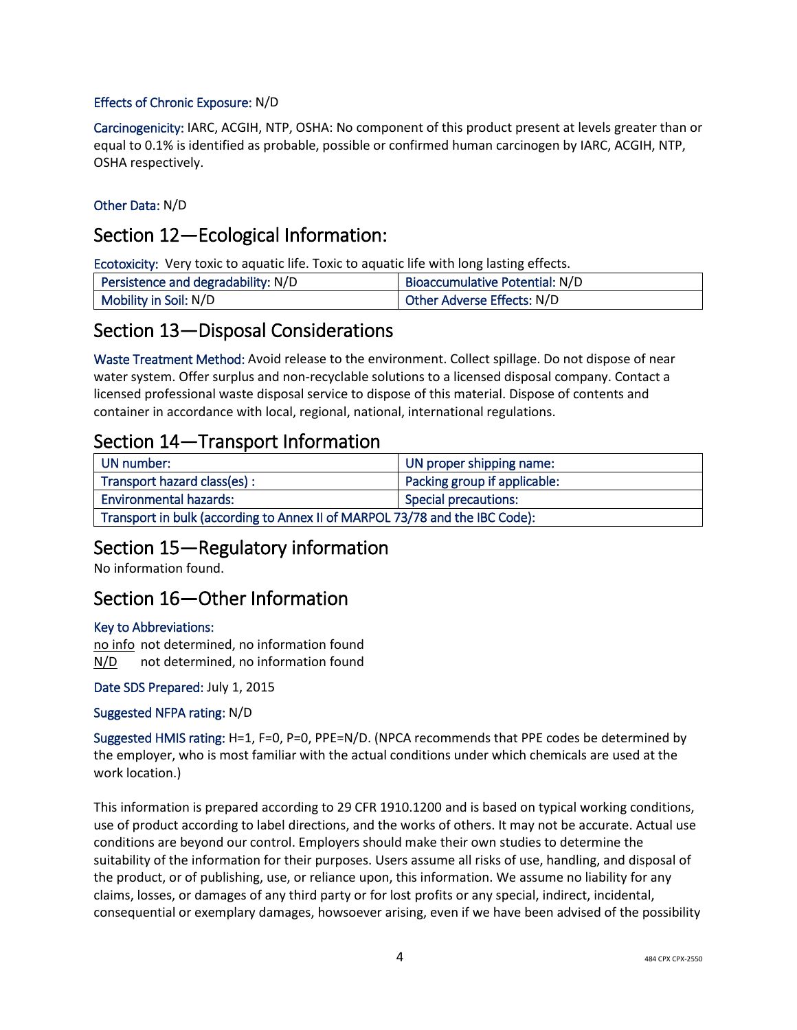**Effects of Chronic Exposure:** N/D

**Carcinogenicity:** IARC, ACGIH, NTP, OSHA: No component of this product present at levels greater than or equal to 0.1% is identified as probable, possible or confirmed human carcinogen by IARC, ACGIH, NTP, OSHA respectively.

**Other Data:** N/D

## Section 12—Ecological Information:

**Ecotoxicity:** Very toxic to aquatic life. Toxic to aquatic life with long lasting effects.

| Persistence and degradability: N/D | Bioaccumulative Potential: N/D |
|---|---|
| Mobility in Soil: N/D | Other Adverse Effects: N/D |

## Section 13—Disposal Considerations

**Waste Treatment Method:** Avoid release to the environment. Collect spillage. Do not dispose of near water system. Offer surplus and non-recyclable solutions to a licensed disposal company. Contact a licensed professional waste disposal service to dispose of this material. Dispose of contents and container in accordance with local, regional, national, international regulations.

## Section 14—Transport Information

| UN number: | UN proper shipping name: |
|---|---|
| Transport hazard class(es) : | Packing group if applicable: |
| Environmental hazards: | Special precautions: |
| Transport in bulk (according to Annex II of MARPOL 73/78 and the IBC Code): | |

## Section 15—Regulatory information

No information found.

## Section 16—Other Information

**Key to Abbreviations:**

no info not determined, no information found
N/D not determined, no information found

**Date SDS Prepared:** July 1, 2015

**Suggested NFPA rating:** N/D

**Suggested HMIS rating:** H=1, F=0, P=0, PPE=N/D. (NPCA recommends that PPE codes be determined by the employer, who is most familiar with the actual conditions under which chemicals are used at the work location.)

This information is prepared according to 29 CFR 1910.1200 and is based on typical working conditions, use of product according to label directions, and the works of others. It may not be accurate. Actual use conditions are beyond our control. Employers should make their own studies to determine the suitability of the information for their purposes. Users assume all risks of use, handling, and disposal of the product, or of publishing, use, or reliance upon, this information. We assume no liability for any claims, losses, or damages of any third party or for lost profits or any special, indirect, incidental, consequential or exemplary damages, howsoever arising, even if we have been advised of the possibility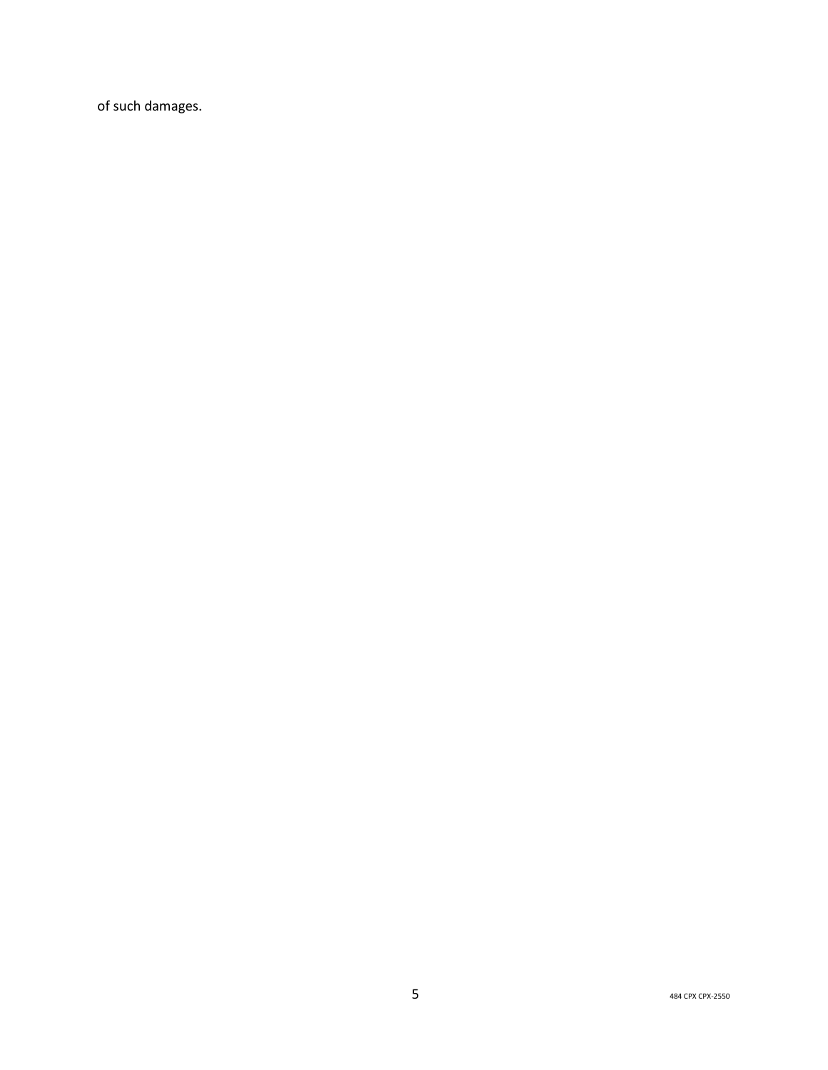of such damages.